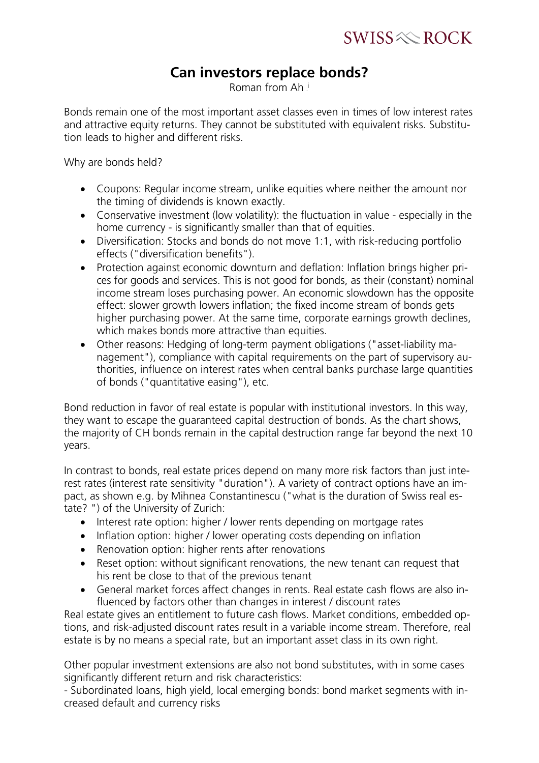# Can investors replace bonds?

Roman from Ah [i]

Bonds remain one of the most important asset classes even in times of low interest rates and attractive equity returns. They cannot be substituted with equivalent risks. Substitution leads to higher and different risks.

Why are bonds held?

- Coupons: Regular income stream, unlike equities where neither the amount nor the timing of dividends is known exactly.
- Conservative investment (low volatility): the fluctuation in value - especially in the home currency - is significantly smaller than that of equities.
- Diversification: Stocks and bonds do not move 1:1, with risk-reducing portfolio effects ("diversification benefits").
- Protection against economic downturn and deflation: Inflation brings higher prices for goods and services. This is not good for bonds, as their (constant) nominal income stream loses purchasing power. An economic slowdown has the opposite effect: slower growth lowers inflation; the fixed income stream of bonds gets higher purchasing power. At the same time, corporate earnings growth declines, which makes bonds more attractive than equities.
- Other reasons: Hedging of long-term payment obligations ("asset-liability management"), compliance with capital requirements on the part of supervisory authorities, influence on interest rates when central banks purchase large quantities of bonds ("quantitative easing"), etc.

Bond reduction in favor of real estate is popular with institutional investors. In this way, they want to escape the guaranteed capital destruction of bonds. As the chart shows, the majority of CH bonds remain in the capital destruction range far beyond the next 10 years.

In contrast to bonds, real estate prices depend on many more risk factors than just interest rates (interest rate sensitivity "duration"). A variety of contract options have an impact, as shown e.g. by Mihnea Constantinescu ("what is the duration of Swiss real estate? ") of the University of Zurich:

- Interest rate option: higher / lower rents depending on mortgage rates
- Inflation option: higher / lower operating costs depending on inflation
- Renovation option: higher rents after renovations
- Reset option: without significant renovations, the new tenant can request that his rent be close to that of the previous tenant
- General market forces affect changes in rents. Real estate cash flows are also influenced by factors other than changes in interest / discount rates

Real estate gives an entitlement to future cash flows. Market conditions, embedded options, and risk-adjusted discount rates result in a variable income stream. Therefore, real estate is by no means a special rate, but an important asset class in its own right.

Other popular investment extensions are also not bond substitutes, with in some cases significantly different return and risk characteristics:

- Subordinated loans, high yield, local emerging bonds: bond market segments with increased default and currency risks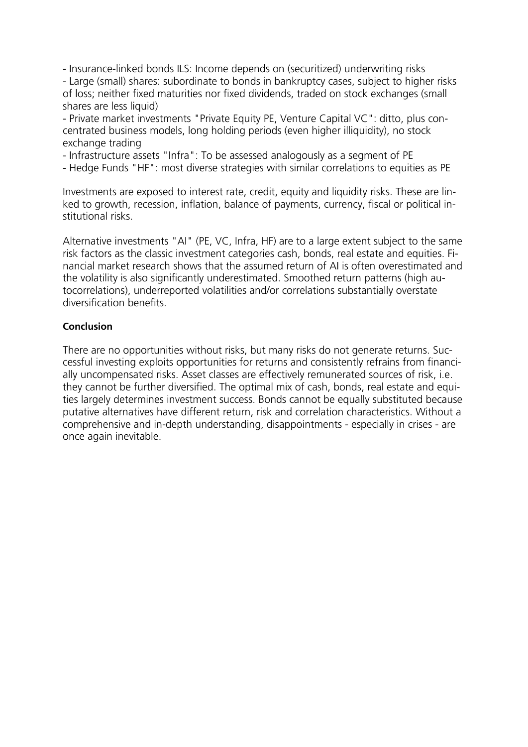- Insurance-linked bonds ILS: Income depends on (securitized) underwriting risks
- Large (small) shares: subordinate to bonds in bankruptcy cases, subject to higher risks of loss; neither fixed maturities nor fixed dividends, traded on stock exchanges (small shares are less liquid)
- Private market investments "Private Equity PE, Venture Capital VC": ditto, plus concentrated business models, long holding periods (even higher illiquidity), no stock exchange trading
- Infrastructure assets "Infra": To be assessed analogously as a segment of PE
- Hedge Funds "HF": most diverse strategies with similar correlations to equities as PE

Investments are exposed to interest rate, credit, equity and liquidity risks. These are linked to growth, recession, inflation, balance of payments, currency, fiscal or political institutional risks.

Alternative investments "AI" (PE, VC, Infra, HF) are to a large extent subject to the same risk factors as the classic investment categories cash, bonds, real estate and equities. Financial market research shows that the assumed return of AI is often overestimated and the volatility is also significantly underestimated. Smoothed return patterns (high autocorrelations), underreported volatilities and/or correlations substantially overstate diversification benefits.

**Conclusion**

There are no opportunities without risks, but many risks do not generate returns. Successful investing exploits opportunities for returns and consistently refrains from financially uncompensated risks. Asset classes are effectively remunerated sources of risk, i.e. they cannot be further diversified. The optimal mix of cash, bonds, real estate and equities largely determines investment success. Bonds cannot be equally substituted because putative alternatives have different return, risk and correlation characteristics. Without a comprehensive and in-depth understanding, disappointments - especially in crises - are once again inevitable.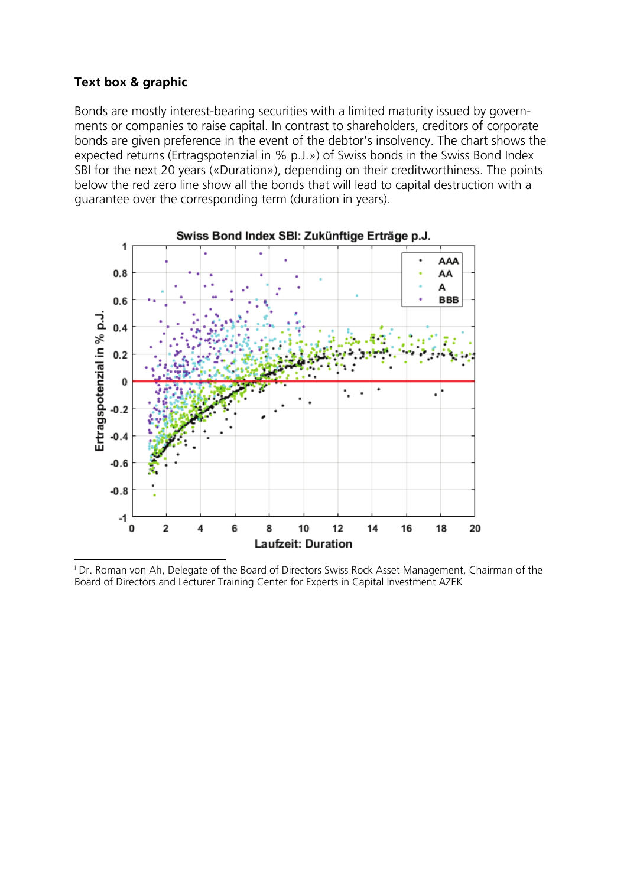**Text box & graphic**

Bonds are mostly interest-bearing securities with a limited maturity issued by governments or companies to raise capital. In contrast to shareholders, creditors of corporate bonds are given preference in the event of the debtor's insolvency. The chart shows the expected returns (Ertragspotenzial in % p.J.») of Swiss bonds in the Swiss Bond Index SBI for the next 20 years («Duration»), depending on their creditworthiness. The points below the red zero line show all the bonds that will lead to capital destruction with a guarantee over the corresponding term (duration in years).

Swiss Bond Index SBI: Zukünftige Erträge p.J.

Ertragspotenzial in % p.J.

1
0.8
0.6
0.4
0.2
0
-0.2
-0.4
-0.6
-0.8
-1

0 2 4 6 8 10 12 14 16 18 20

Laufzeit: Duration

AAA
AA
A
BBB

---

[i] Dr. Roman von Ah, Delegate of the Board of Directors Swiss Rock Asset Management, Chairman of the Board of Directors and Lecturer Training Center for Experts in Capital Investment AZEK